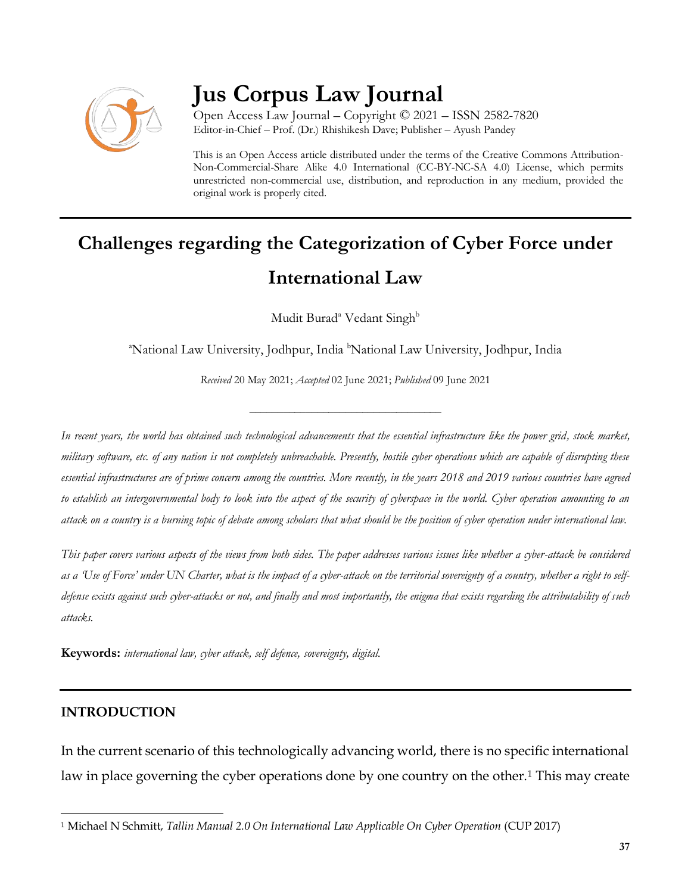# Jus Corpus Law Journal

Open Access Law Journal – Copyright © 2021 – ISSN 2582-7820
Editor-in-Chief – Prof. (Dr.) Rhishikesh Dave; Publisher – Ayush Pandey

This is an Open Access article distributed under the terms of the Creative Commons Attribution-Non-Commercial-Share Alike 4.0 International (CC-BY-NC-SA 4.0) License, which permits unrestricted non-commercial use, distribution, and reproduction in any medium, provided the original work is properly cited.

## Challenges regarding the Categorization of Cyber Force under International Law

Mudit Burad[a] Vedant Singh[b]

[a]National Law University, Jodhpur, India [b]National Law University, Jodhpur, India

*Received* 20 May 2021; *Accepted* 02 June 2021; *Published* 09 June 2021

---

*In recent years, the world has obtained such technological advancements that the essential infrastructure like the power grid, stock market, military software, etc. of any nation is not completely unbreachable. Presently, hostile cyber operations which are capable of disrupting these essential infrastructures are of prime concern among the countries. More recently, in the years 2018 and 2019 various countries have agreed to establish an intergovernmental body to look into the aspect of the security of cyberspace in the world. Cyber operation amounting to an attack on a country is a burning topic of debate among scholars that what should be the position of cyber operation under international law.*

*This paper covers various aspects of the views from both sides. The paper addresses various issues like whether a cyber-attack be considered as a 'Use of Force' under UN Charter, what is the impact of a cyber-attack on the territorial sovereignty of a country, whether a right to self-defense exists against such cyber-attacks or not, and finally and most importantly, the enigma that exists regarding the attributability of such attacks.*

**Keywords:** *international law, cyber attack, self defence, sovereignty, digital.*

---

### INTRODUCTION

In the current scenario of this technologically advancing world, there is no specific international law in place governing the cyber operations done by one country on the other.[1] This may create

---

[1] Michael N Schmitt, *Tallin Manual 2.0 On International Law Applicable On Cyber Operation* (CUP 2017)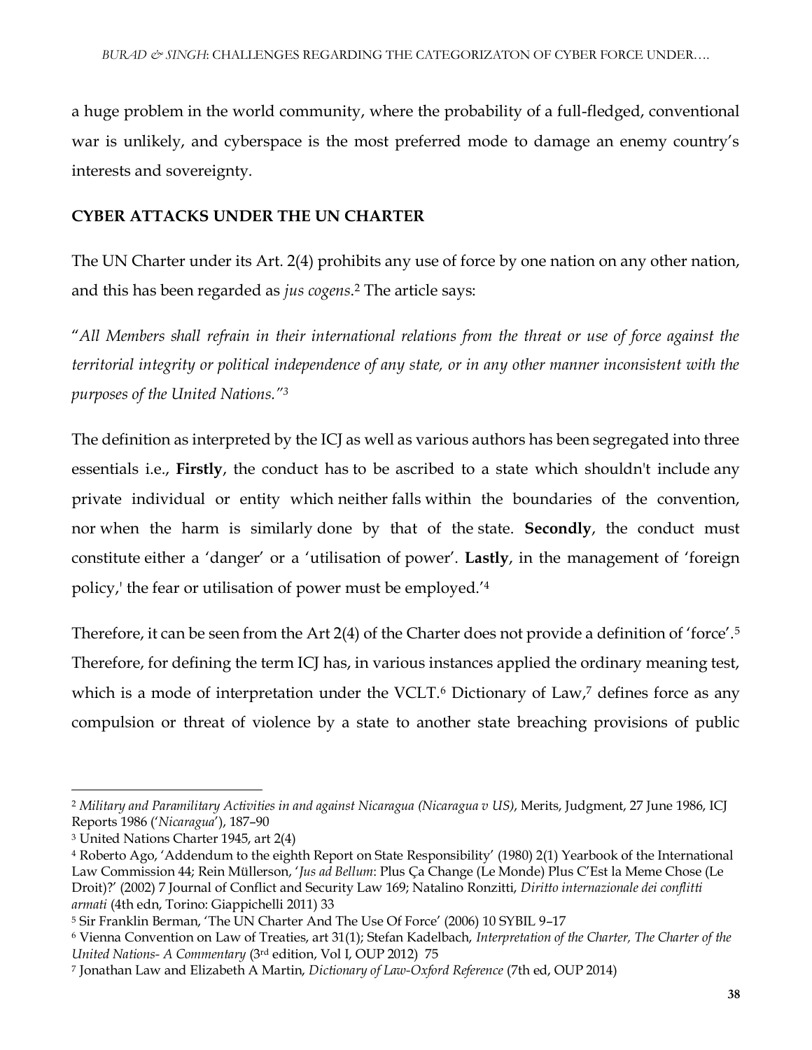a huge problem in the world community, where the probability of a full-fledged, conventional war is unlikely, and cyberspace is the most preferred mode to damage an enemy country's interests and sovereignty.

## CYBER ATTACKS UNDER THE UN CHARTER

The UN Charter under its Art. 2(4) prohibits any use of force by one nation on any other nation, and this has been regarded as *jus cogens*.[2] The article says:

"*All Members shall refrain in their international relations from the threat or use of force against the territorial integrity or political independence of any state, or in any other manner inconsistent with the purposes of the United Nations.*"[3]

The definition as interpreted by the ICJ as well as various authors has been segregated into three essentials i.e., **Firstly**, the conduct has to be ascribed to a state which shouldn't include any private individual or entity which neither falls within the boundaries of the convention, nor when the harm is similarly done by that of the state. **Secondly**, the conduct must constitute either a 'danger' or a 'utilisation of power'. **Lastly**, in the management of 'foreign policy,' the fear or utilisation of power must be employed.'[4]

Therefore, it can be seen from the Art 2(4) of the Charter does not provide a definition of 'force'.[5] Therefore, for defining the term ICJ has, in various instances applied the ordinary meaning test, which is a mode of interpretation under the VCLT.[6] Dictionary of Law,[7] defines force as any compulsion or threat of violence by a state to another state breaching provisions of public

---

[2] *Military and Paramilitary Activities in and against Nicaragua (Nicaragua v US)*, Merits, Judgment, 27 June 1986, ICJ Reports 1986 ('*Nicaragua*'), 187–90

[3] United Nations Charter 1945, art 2(4)

[4] Roberto Ago, 'Addendum to the eighth Report on State Responsibility' (1980) 2(1) Yearbook of the International Law Commission 44; Rein Müllerson, '*Jus ad Bellum*: Plus Ça Change (Le Monde) Plus C'Est la Meme Chose (Le Droit)?' (2002) 7 Journal of Conflict and Security Law 169; Natalino Ronzitti, *Diritto internazionale dei conflitti armati* (4th edn, Torino: Giappichelli 2011) 33

[5] Sir Franklin Berman, 'The UN Charter And The Use Of Force' (2006) 10 SYBIL 9–17

[6] Vienna Convention on Law of Treaties, art 31(1); Stefan Kadelbach, *Interpretation of the Charter, The Charter of the United Nations- A Commentary* (3rd edition, Vol I, OUP 2012) 75

[7] Jonathan Law and Elizabeth A Martin, *Dictionary of Law-Oxford Reference* (7th ed, OUP 2014)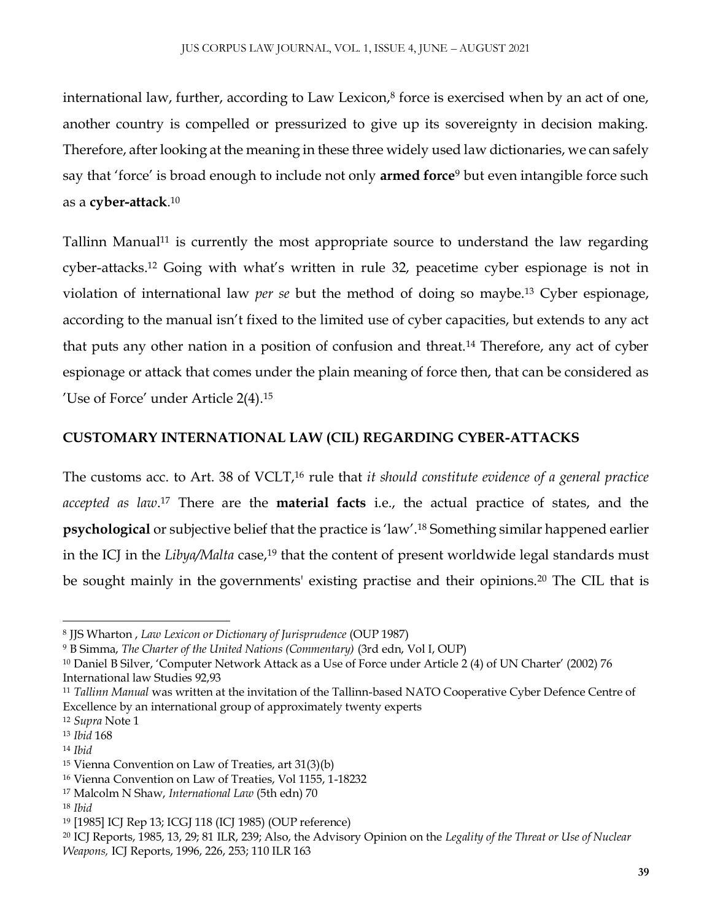international law, further, according to Law Lexicon,[8] force is exercised when by an act of one, another country is compelled or pressurized to give up its sovereignty in decision making. Therefore, after looking at the meaning in these three widely used law dictionaries, we can safely say that 'force' is broad enough to include not only **armed force**[9] but even intangible force such as a **cyber-attack**.[10]

Tallinn Manual[11] is currently the most appropriate source to understand the law regarding cyber-attacks.[12] Going with what's written in rule 32, peacetime cyber espionage is not in violation of international law *per se* but the method of doing so maybe.[13] Cyber espionage, according to the manual isn't fixed to the limited use of cyber capacities, but extends to any act that puts any other nation in a position of confusion and threat.[14] Therefore, any act of cyber espionage or attack that comes under the plain meaning of force then, that can be considered as 'Use of Force' under Article 2(4).[15]

## CUSTOMARY INTERNATIONAL LAW (CIL) REGARDING CYBER-ATTACKS

The customs acc. to Art. 38 of VCLT,[16] rule that *it should constitute evidence of a general practice accepted as law*.[17] There are the **material facts** i.e., the actual practice of states, and the **psychological** or subjective belief that the practice is 'law'.[18] Something similar happened earlier in the ICJ in the *Libya/Malta* case,[19] that the content of present worldwide legal standards must be sought mainly in the governments' existing practise and their opinions.[20] The CIL that is

---

[8] JJS Wharton , *Law Lexicon or Dictionary of Jurisprudence* (OUP 1987)

[9] B Simma, *The Charter of the United Nations (Commentary)* (3rd edn, Vol I, OUP)

[10] Daniel B Silver, 'Computer Network Attack as a Use of Force under Article 2 (4) of UN Charter' (2002) 76 International law Studies 92,93

[11] *Tallinn Manual* was written at the invitation of the Tallinn-based NATO Cooperative Cyber Defence Centre of Excellence by an international group of approximately twenty experts

[12] *Supra* Note 1

[13] *Ibid* 168

[14] *Ibid*

[15] Vienna Convention on Law of Treaties, art 31(3)(b)

[16] Vienna Convention on Law of Treaties, Vol 1155, 1-18232

[17] Malcolm N Shaw, *International Law* (5th edn) 70

[18] *Ibid*

[19] [1985] ICJ Rep 13; ICGJ 118 (ICJ 1985) (OUP reference)

[20] ICJ Reports, 1985, 13, 29; 81 ILR, 239; Also, the Advisory Opinion on the *Legality of the Threat or Use of Nuclear Weapons,* ICJ Reports, 1996, 226, 253; 110 ILR 163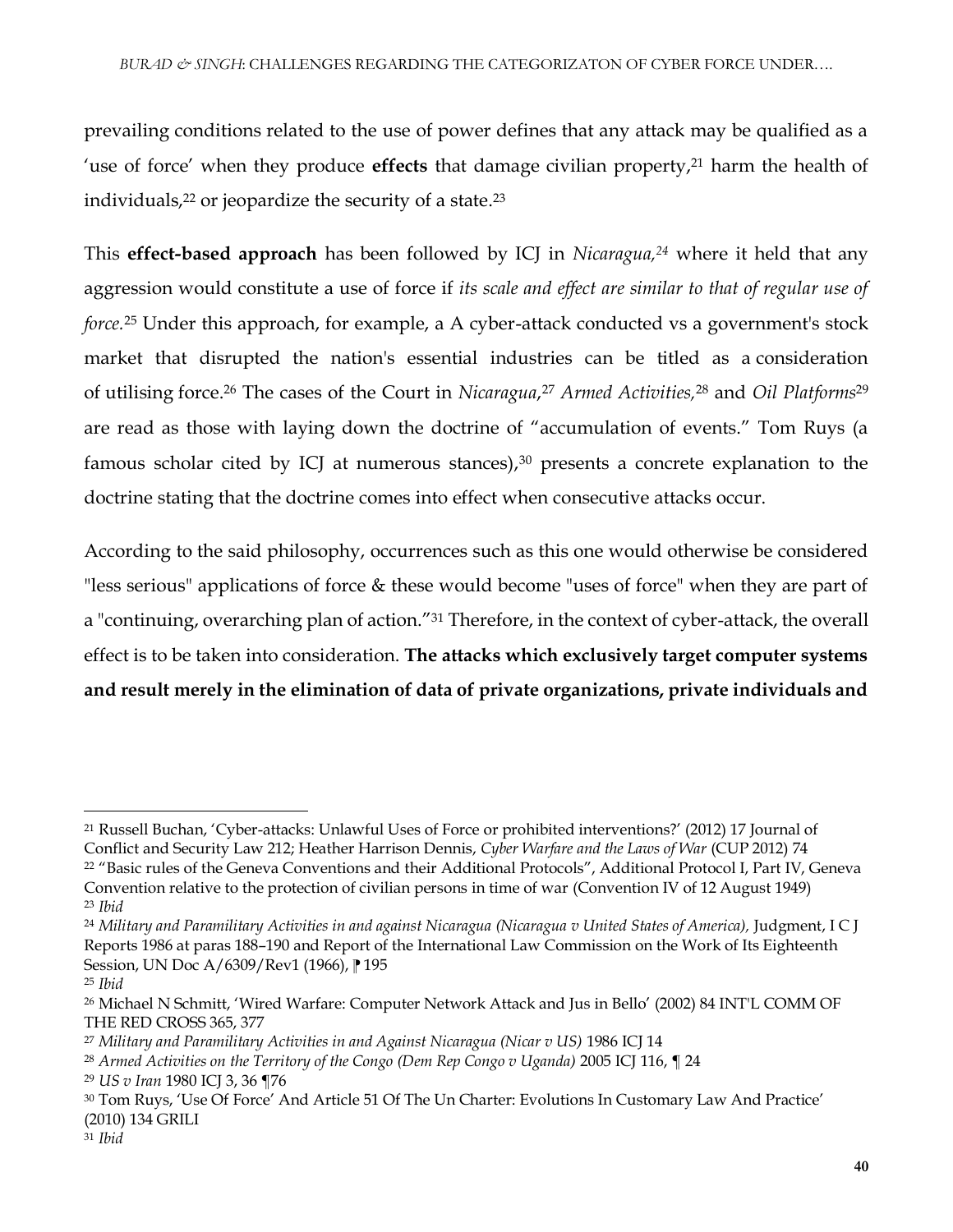prevailing conditions related to the use of power defines that any attack may be qualified as a 'use of force' when they produce **effects** that damage civilian property,[21] harm the health of individuals,[22] or jeopardize the security of a state.[23]

This **effect-based approach** has been followed by ICJ in *Nicaragua,*[24] where it held that any aggression would constitute a use of force if *its scale and effect are similar to that of regular use of force.*[25] Under this approach, for example, a A cyber-attack conducted vs a government's stock market that disrupted the nation's essential industries can be titled as a consideration of utilising force.[26] The cases of the Court in *Nicaragua*,[27] *Armed Activities*,[28] and *Oil Platforms*[29] are read as those with laying down the doctrine of "accumulation of events." Tom Ruys (a famous scholar cited by ICJ at numerous stances),[30] presents a concrete explanation to the doctrine stating that the doctrine comes into effect when consecutive attacks occur.

According to the said philosophy, occurrences such as this one would otherwise be considered "less serious" applications of force & these would become "uses of force" when they are part of a "continuing, overarching plan of action."[31] Therefore, in the context of cyber-attack, the overall effect is to be taken into consideration. **The attacks which exclusively target computer systems and result merely in the elimination of data of private organizations, private individuals and**

---

[21] Russell Buchan, 'Cyber-attacks: Unlawful Uses of Force or prohibited interventions?' (2012) 17 Journal of Conflict and Security Law 212; Heather Harrison Dennis, *Cyber Warfare and the Laws of War* (CUP 2012) 74

[22] "Basic rules of the Geneva Conventions and their Additional Protocols", Additional Protocol I, Part IV, Geneva Convention relative to the protection of civilian persons in time of war (Convention IV of 12 August 1949)

[23] *Ibid*

[24] *Military and Paramilitary Activities in and against Nicaragua (Nicaragua v United States of America),* Judgment, I C J Reports 1986 at paras 188–190 and Report of the International Law Commission on the Work of Its Eighteenth Session, UN Doc A/6309/Rev1 (1966), ⁋ 195

[25] *Ibid*

[26] Michael N Schmitt, 'Wired Warfare: Computer Network Attack and Jus in Bello' (2002) 84 INT'L COMM OF THE RED CROSS 365, 377

[27] *Military and Paramilitary Activities in and Against Nicaragua (Nicar v US)* 1986 ICJ 14

[28] *Armed Activities on the Territory of the Congo (Dem Rep Congo v Uganda)* 2005 ICJ 116, ¶ 24

[29] *US v Iran* 1980 ICJ 3, 36 ¶76

[30] Tom Ruys, 'Use Of Force' And Article 51 Of The Un Charter: Evolutions In Customary Law And Practice' (2010) 134 GRILI

[31] *Ibid*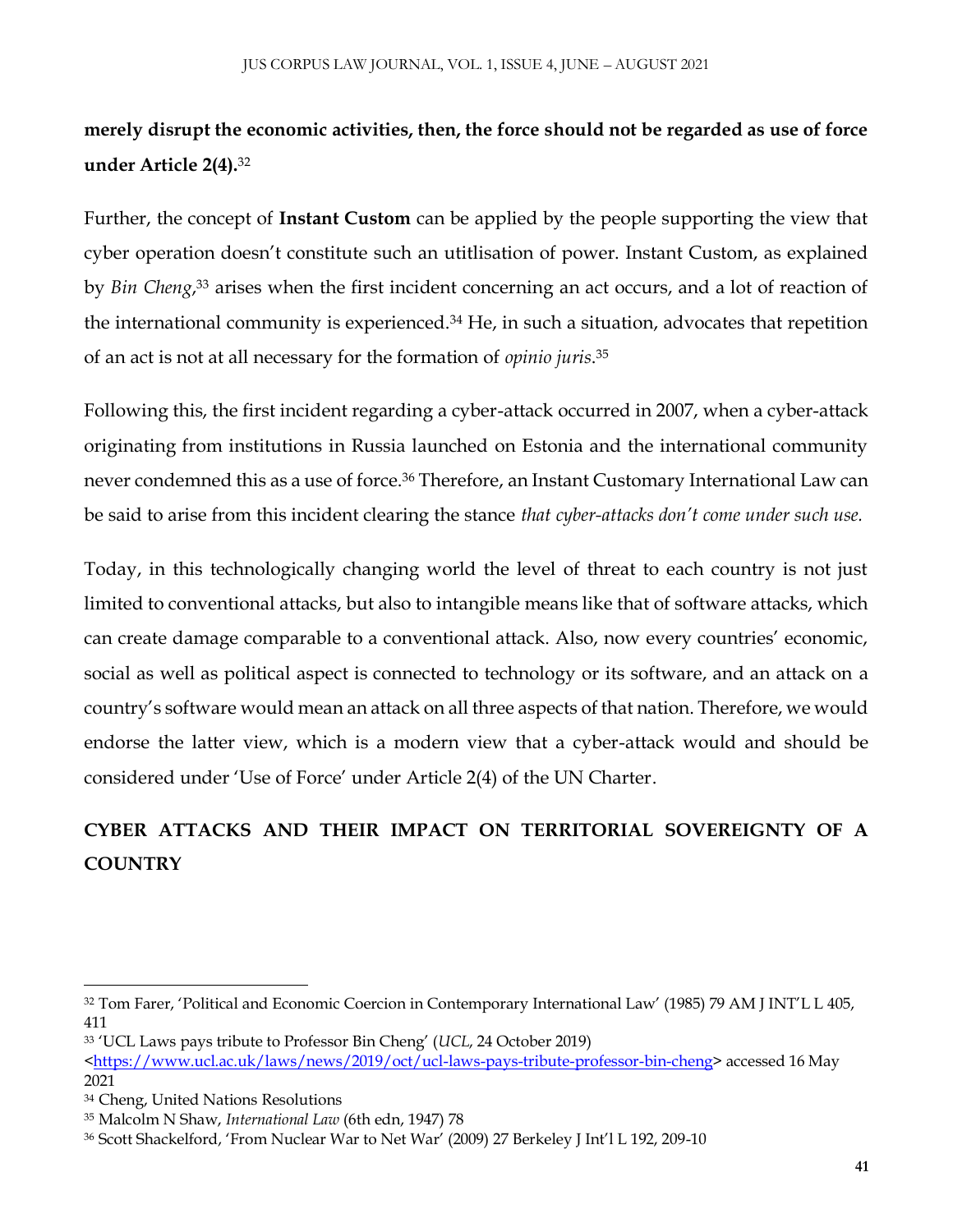**merely disrupt the economic activities, then, the force should not be regarded as use of force under Article 2(4).**[32]

Further, the concept of **Instant Custom** can be applied by the people supporting the view that cyber operation doesn't constitute such an utitlisation of power. Instant Custom, as explained by *Bin Cheng*,[33] arises when the first incident concerning an act occurs, and a lot of reaction of the international community is experienced.[34] He, in such a situation, advocates that repetition of an act is not at all necessary for the formation of *opinio juris*.[35]

Following this, the first incident regarding a cyber-attack occurred in 2007, when a cyber-attack originating from institutions in Russia launched on Estonia and the international community never condemned this as a use of force.[36] Therefore, an Instant Customary International Law can be said to arise from this incident clearing the stance *that cyber-attacks don't come under such use.*

Today, in this technologically changing world the level of threat to each country is not just limited to conventional attacks, but also to intangible means like that of software attacks, which can create damage comparable to a conventional attack. Also, now every countries' economic, social as well as political aspect is connected to technology or its software, and an attack on a country's software would mean an attack on all three aspects of that nation. Therefore, we would endorse the latter view, which is a modern view that a cyber-attack would and should be considered under 'Use of Force' under Article 2(4) of the UN Charter.

## CYBER ATTACKS AND THEIR IMPACT ON TERRITORIAL SOVEREIGNTY OF A COUNTRY

---

[32] Tom Farer, 'Political and Economic Coercion in Contemporary International Law' (1985) 79 AM J INT'L L 405, 411

[33] 'UCL Laws pays tribute to Professor Bin Cheng' (*UCL*, 24 October 2019) <https://www.ucl.ac.uk/laws/news/2019/oct/ucl-laws-pays-tribute-professor-bin-cheng> accessed 16 May 2021

[34] Cheng, United Nations Resolutions

[35] Malcolm N Shaw, *International Law* (6th edn, 1947) 78

[36] Scott Shackelford, 'From Nuclear War to Net War' (2009) 27 Berkeley J Int'l L 192, 209-10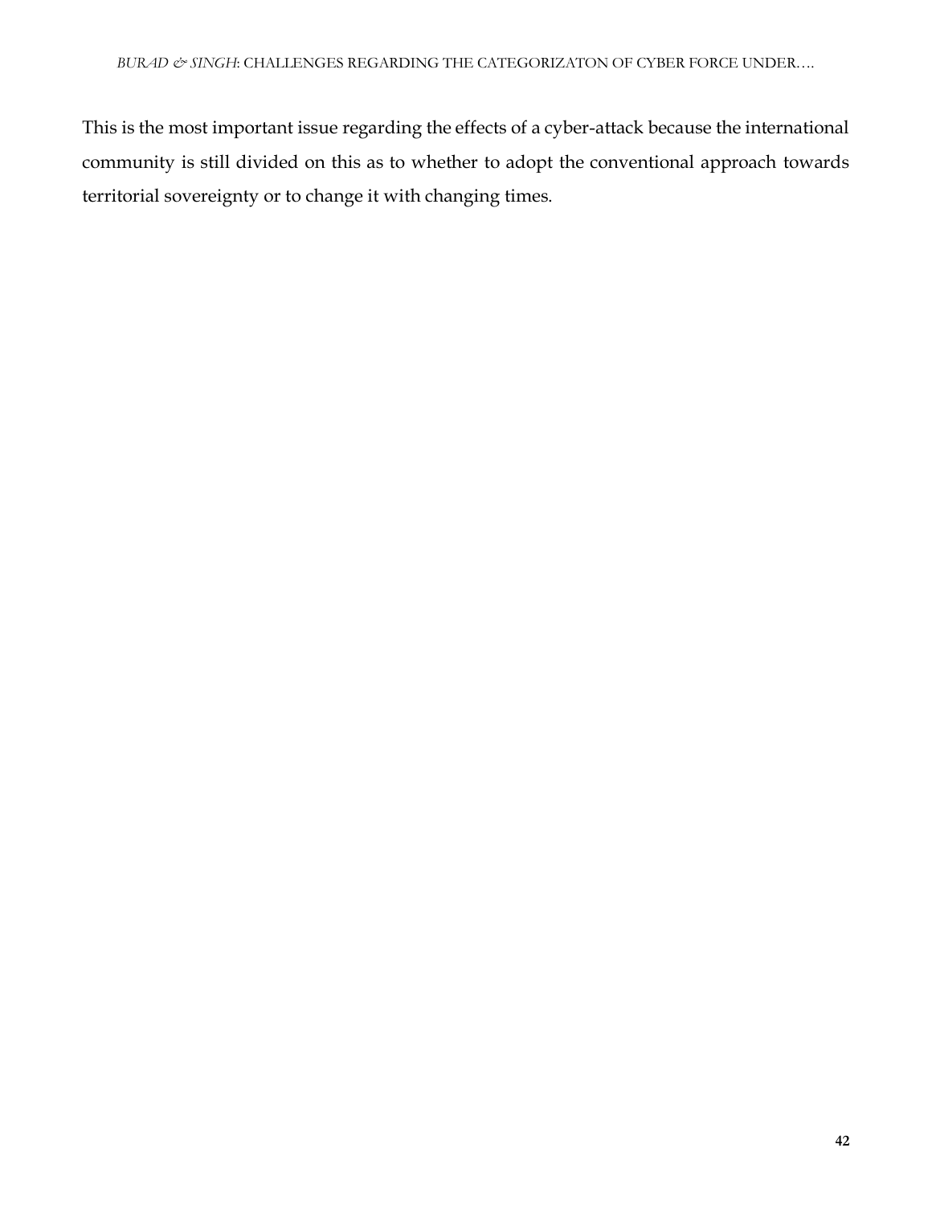This is the most important issue regarding the effects of a cyber-attack because the international community is still divided on this as to whether to adopt the conventional approach towards territorial sovereignty or to change it with changing times.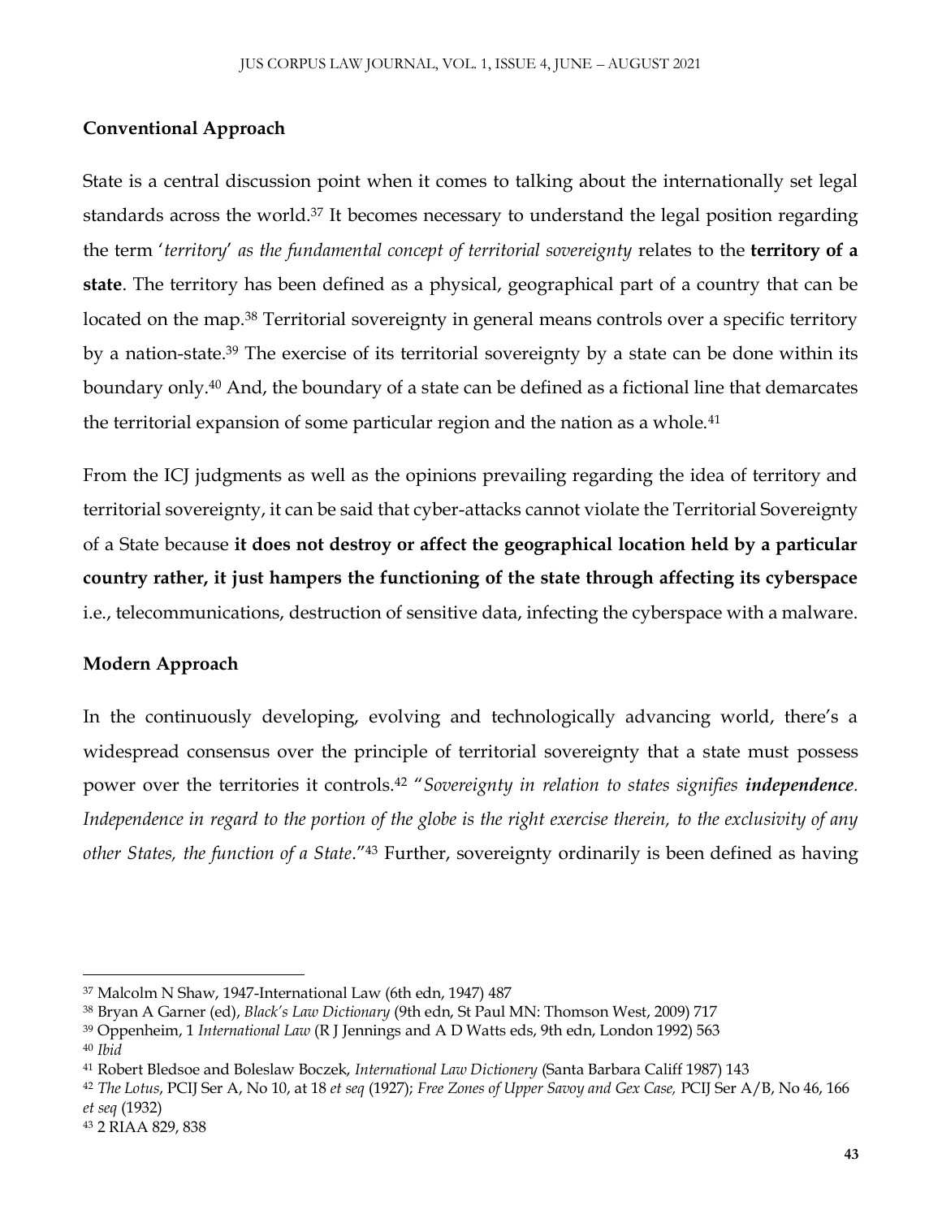**Conventional Approach**

State is a central discussion point when it comes to talking about the internationally set legal standards across the world.[37] It becomes necessary to understand the legal position regarding the term '*territory*' *as the fundamental concept of territorial sovereignty* relates to the **territory of a state**. The territory has been defined as a physical, geographical part of a country that can be located on the map.[38] Territorial sovereignty in general means controls over a specific territory by a nation-state.[39] The exercise of its territorial sovereignty by a state can be done within its boundary only.[40] And, the boundary of a state can be defined as a fictional line that demarcates the territorial expansion of some particular region and the nation as a whole.[41]

From the ICJ judgments as well as the opinions prevailing regarding the idea of territory and territorial sovereignty, it can be said that cyber-attacks cannot violate the Territorial Sovereignty of a State because **it does not destroy or affect the geographical location held by a particular country rather, it just hampers the functioning of the state through affecting its cyberspace** i.e., telecommunications, destruction of sensitive data, infecting the cyberspace with a malware.

**Modern Approach**

In the continuously developing, evolving and technologically advancing world, there's a widespread consensus over the principle of territorial sovereignty that a state must possess power over the territories it controls.[42] "*Sovereignty in relation to states signifies **independence**. Independence in regard to the portion of the globe is the right exercise therein, to the exclusivity of any other States, the function of a State*."[43] Further, sovereignty ordinarily is been defined as having

---

[37] Malcolm N Shaw, 1947-International Law (6th edn, 1947) 487

[38] Bryan A Garner (ed), *Black's Law Dictionary* (9th edn, St Paul MN: Thomson West, 2009) 717

[39] Oppenheim, 1 *International Law* (R J Jennings and A D Watts eds, 9th edn, London 1992) 563

[40] *Ibid*

[41] Robert Bledsoe and Boleslaw Boczek, *International Law Dictionery* (Santa Barbara Califf 1987) 143

[42] *The Lotus*, PCIJ Ser A, No 10, at 18 *et seq* (1927); *Free Zones of Upper Savoy and Gex Case,* PCIJ Ser A/B, No 46, 166 *et seq* (1932)

[43] 2 RIAA 829, 838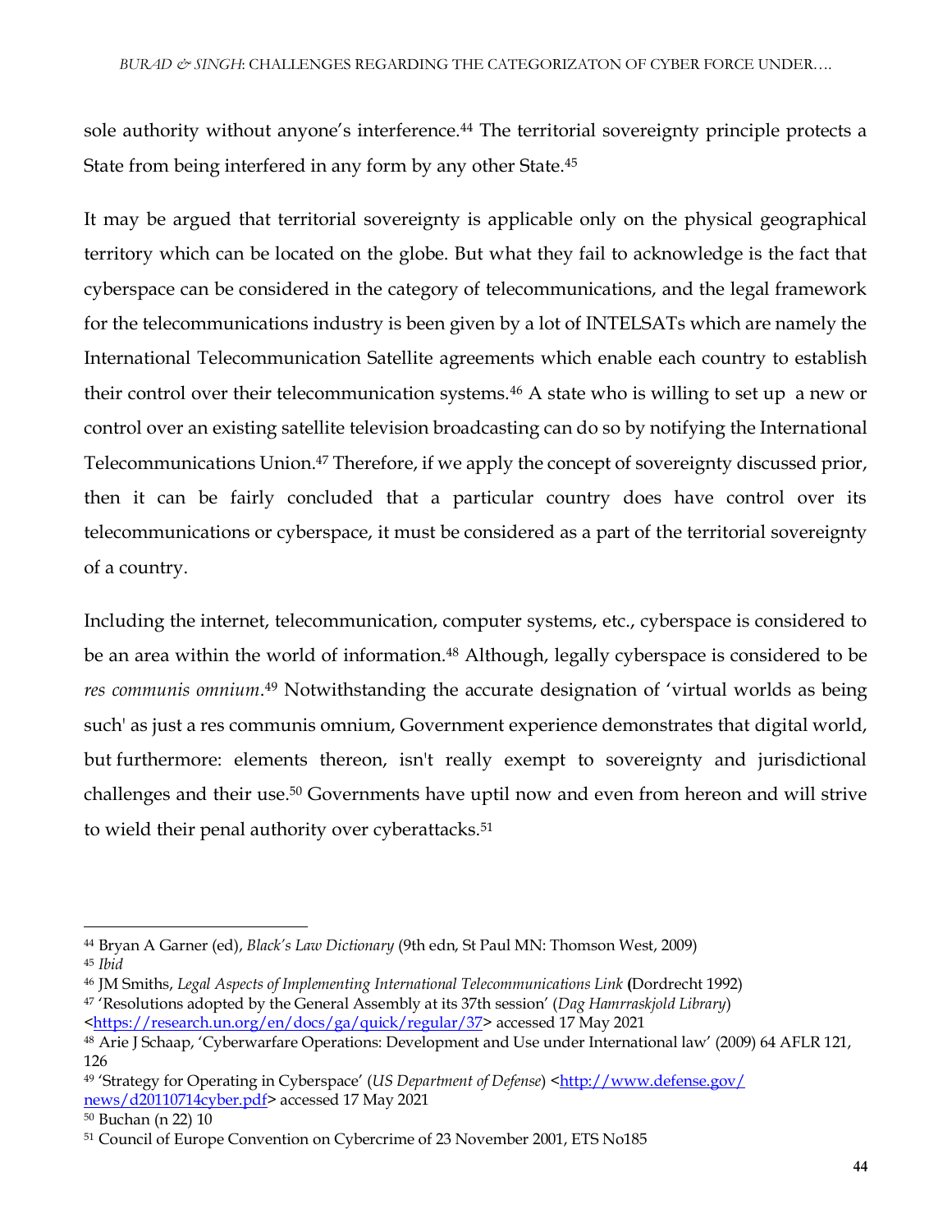sole authority without anyone's interference.[44] The territorial sovereignty principle protects a State from being interfered in any form by any other State.[45]

It may be argued that territorial sovereignty is applicable only on the physical geographical territory which can be located on the globe. But what they fail to acknowledge is the fact that cyberspace can be considered in the category of telecommunications, and the legal framework for the telecommunications industry is been given by a lot of INTELSATs which are namely the International Telecommunication Satellite agreements which enable each country to establish their control over their telecommunication systems.[46] A state who is willing to set up a new or control over an existing satellite television broadcasting can do so by notifying the International Telecommunications Union.[47] Therefore, if we apply the concept of sovereignty discussed prior, then it can be fairly concluded that a particular country does have control over its telecommunications or cyberspace, it must be considered as a part of the territorial sovereignty of a country.

Including the internet, telecommunication, computer systems, etc., cyberspace is considered to be an area within the world of information.[48] Although, legally cyberspace is considered to be *res communis omnium*.[49] Notwithstanding the accurate designation of 'virtual worlds as being such' as just a res communis omnium, Government experience demonstrates that digital world, but furthermore: elements thereon, isn't really exempt to sovereignty and jurisdictional challenges and their use.[50] Governments have uptil now and even from hereon and will strive to wield their penal authority over cyberattacks.[51]

---

[44] Bryan A Garner (ed), *Black's Law Dictionary* (9th edn, St Paul MN: Thomson West, 2009)

[45] *Ibid*

[46] JM Smiths, *Legal Aspects of Implementing International Telecommunications Link* (Dordrecht 1992)

[47] 'Resolutions adopted by the General Assembly at its 37th session' (*Dag Hamrraskjold Library*) <https://research.un.org/en/docs/ga/quick/regular/37> accessed 17 May 2021

[48] Arie J Schaap, 'Cyberwarfare Operations: Development and Use under International law' (2009) 64 AFLR 121, 126

[49] 'Strategy for Operating in Cyberspace' (*US Department of Defense*) <http://www.defense.gov/news/d20110714cyber.pdf> accessed 17 May 2021

[50] Buchan (n 22) 10

[51] Council of Europe Convention on Cybercrime of 23 November 2001, ETS No185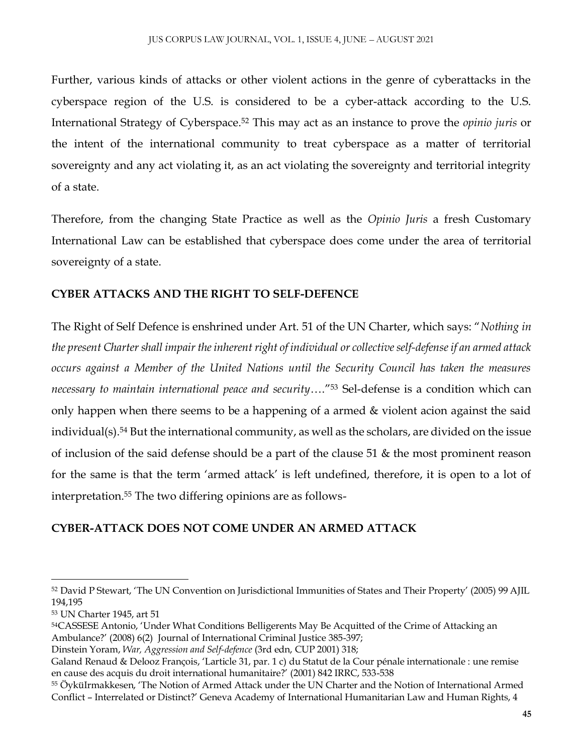Further, various kinds of attacks or other violent actions in the genre of cyberattacks in the cyberspace region of the U.S. is considered to be a cyber-attack according to the U.S. International Strategy of Cyberspace.[52] This may act as an instance to prove the *opinio juris* or the intent of the international community to treat cyberspace as a matter of territorial sovereignty and any act violating it, as an act violating the sovereignty and territorial integrity of a state.

Therefore, from the changing State Practice as well as the *Opinio Juris* a fresh Customary International Law can be established that cyberspace does come under the area of territorial sovereignty of a state.

## CYBER ATTACKS AND THE RIGHT TO SELF-DEFENCE

The Right of Self Defence is enshrined under Art. 51 of the UN Charter, which says: "*Nothing in the present Charter shall impair the inherent right of individual or collective self-defense if an armed attack occurs against a Member of the United Nations until the Security Council has taken the measures necessary to maintain international peace and security*…."[53] Sel-defense is a condition which can only happen when there seems to be a happening of a armed & violent acion against the said individual(s).[54] But the international community, as well as the scholars, are divided on the issue of inclusion of the said defense should be a part of the clause 51 & the most prominent reason for the same is that the term 'armed attack' is left undefined, therefore, it is open to a lot of interpretation.[55] The two differing opinions are as follows-

## CYBER-ATTACK DOES NOT COME UNDER AN ARMED ATTACK

---

[52] David P Stewart, 'The UN Convention on Jurisdictional Immunities of States and Their Property' (2005) 99 AJIL 194,195

[53] UN Charter 1945, art 51

[54] CASSESE Antonio, 'Under What Conditions Belligerents May Be Acquitted of the Crime of Attacking an Ambulance?' (2008) 6(2) Journal of International Criminal Justice 385-397;
Dinstein Yoram, *War, Aggression and Self-defence* (3rd edn, CUP 2001) 318;
Galand Renaud & Delooz François, 'Larticle 31, par. 1 c) du Statut de la Cour pénale internationale : une remise en cause des acquis du droit international humanitaire?' (2001) 842 IRRC, 533-538

[55] ÖyküIrmakkesen, 'The Notion of Armed Attack under the UN Charter and the Notion of International Armed Conflict – Interrelated or Distinct?' Geneva Academy of International Humanitarian Law and Human Rights, 4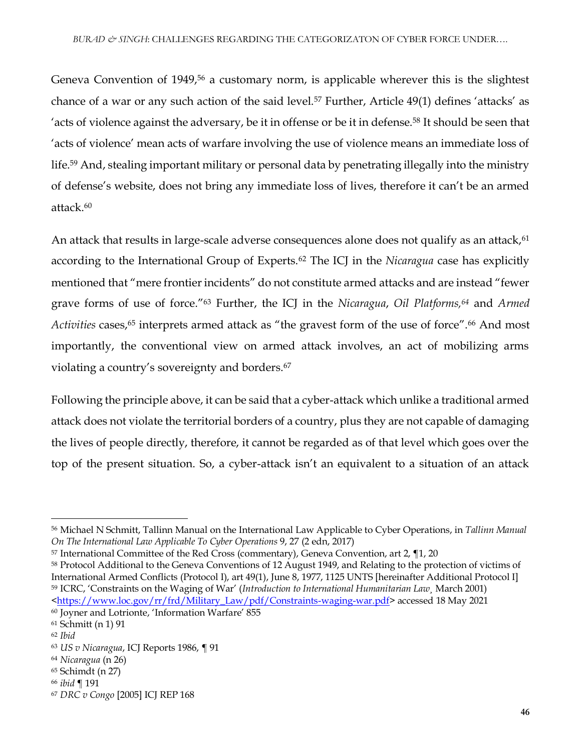Geneva Convention of 1949,[56] a customary norm, is applicable wherever this is the slightest chance of a war or any such action of the said level.[57] Further, Article 49(1) defines 'attacks' as 'acts of violence against the adversary, be it in offense or be it in defense.[58] It should be seen that 'acts of violence' mean acts of warfare involving the use of violence means an immediate loss of life.[59] And, stealing important military or personal data by penetrating illegally into the ministry of defense's website, does not bring any immediate loss of lives, therefore it can't be an armed attack.[60]

An attack that results in large-scale adverse consequences alone does not qualify as an attack,[61] according to the International Group of Experts.[62] The ICJ in the *Nicaragua* case has explicitly mentioned that "mere frontier incidents" do not constitute armed attacks and are instead "fewer grave forms of use of force."[63] Further, the ICJ in the *Nicaragua*, *Oil Platforms,[64]* and *Armed Activities* cases,[65] interprets armed attack as "the gravest form of the use of force".[66] And most importantly, the conventional view on armed attack involves, an act of mobilizing arms violating a country's sovereignty and borders.[67]

Following the principle above, it can be said that a cyber-attack which unlike a traditional armed attack does not violate the territorial borders of a country, plus they are not capable of damaging the lives of people directly, therefore, it cannot be regarded as of that level which goes over the top of the present situation. So, a cyber-attack isn't an equivalent to a situation of an attack

---

[56] Michael N Schmitt, Tallinn Manual on the International Law Applicable to Cyber Operations, in *Tallinn Manual On The International Law Applicable To Cyber Operations* 9, 27 (2 edn, 2017)

[57] International Committee of the Red Cross (commentary), Geneva Convention, art 2, ¶1, 20

[58] Protocol Additional to the Geneva Conventions of 12 August 1949, and Relating to the protection of victims of International Armed Conflicts (Protocol I), art 49(1), June 8, 1977, 1125 UNTS [hereinafter Additional Protocol I]

[59] ICRC, 'Constraints on the Waging of War' (*Introduction to International Humanitarian Law¸* March 2001) <https://www.loc.gov/rr/frd/Military_Law/pdf/Constraints-waging-war.pdf> accessed 18 May 2021

[60] Joyner and Lotrionte, 'Information Warfare' 855

[61] Schmitt (n 1) 91

[62] *Ibid*

[63] *US v Nicaragua*, ICJ Reports 1986, ¶ 91

[64] *Nicaragua* (n 26)

[65] Schimdt (n 27)

[66] *ibid* ¶ 191

[67] *DRC v Congo* [2005] ICJ REP 168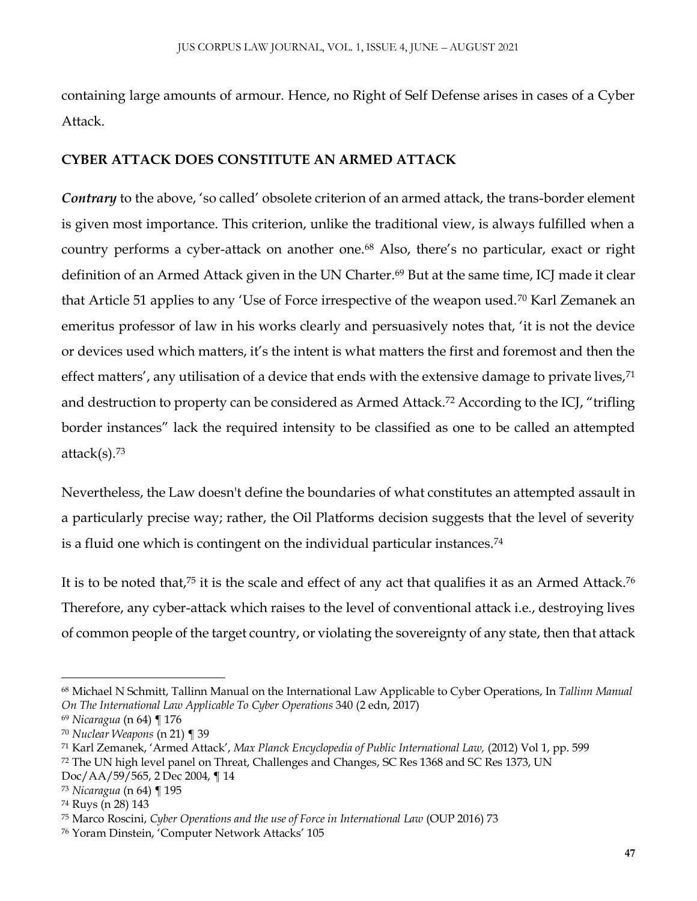containing large amounts of armour. Hence, no Right of Self Defense arises in cases of a Cyber Attack.

## CYBER ATTACK DOES CONSTITUTE AN ARMED ATTACK

***Contrary*** to the above, 'so called' obsolete criterion of an armed attack, the trans-border element is given most importance. This criterion, unlike the traditional view, is always fulfilled when a country performs a cyber-attack on another one.[68] Also, there's no particular, exact or right definition of an Armed Attack given in the UN Charter.[69] But at the same time, ICJ made it clear that Article 51 applies to any 'Use of Force irrespective of the weapon used.[70] Karl Zemanek an emeritus professor of law in his works clearly and persuasively notes that, 'it is not the device or devices used which matters, it's the intent is what matters the first and foremost and then the effect matters', any utilisation of a device that ends with the extensive damage to private lives,[71] and destruction to property can be considered as Armed Attack.[72] According to the ICJ, "trifling border instances" lack the required intensity to be classified as one to be called an attempted attack(s).[73]

Nevertheless, the Law doesn't define the boundaries of what constitutes an attempted assault in a particularly precise way; rather, the Oil Platforms decision suggests that the level of severity is a fluid one which is contingent on the individual particular instances.[74]

It is to be noted that,[75] it is the scale and effect of any act that qualifies it as an Armed Attack.[76] Therefore, any cyber-attack which raises to the level of conventional attack i.e., destroying lives of common people of the target country, or violating the sovereignty of any state, then that attack

---

[68] Michael N Schmitt, Tallinn Manual on the International Law Applicable to Cyber Operations, In *Tallinn Manual On The International Law Applicable To Cyber Operations* 340 (2 edn, 2017)

[69] *Nicaragua* (n 64) ¶ 176

[70] *Nuclear Weapons* (n 21) ¶ 39

[71] Karl Zemanek, 'Armed Attack', *Max Planck Encyclopedia of Public International Law,* (2012) Vol 1, pp. 599

[72] The UN high level panel on Threat, Challenges and Changes, SC Res 1368 and SC Res 1373, UN Doc/AA/59/565, 2 Dec 2004, ¶ 14

[73] *Nicaragua* (n 64) ¶ 195

[74] Ruys (n 28) 143

[75] Marco Roscini, *Cyber Operations and the use of Force in International Law* (OUP 2016) 73

[76] Yoram Dinstein, 'Computer Network Attacks' 105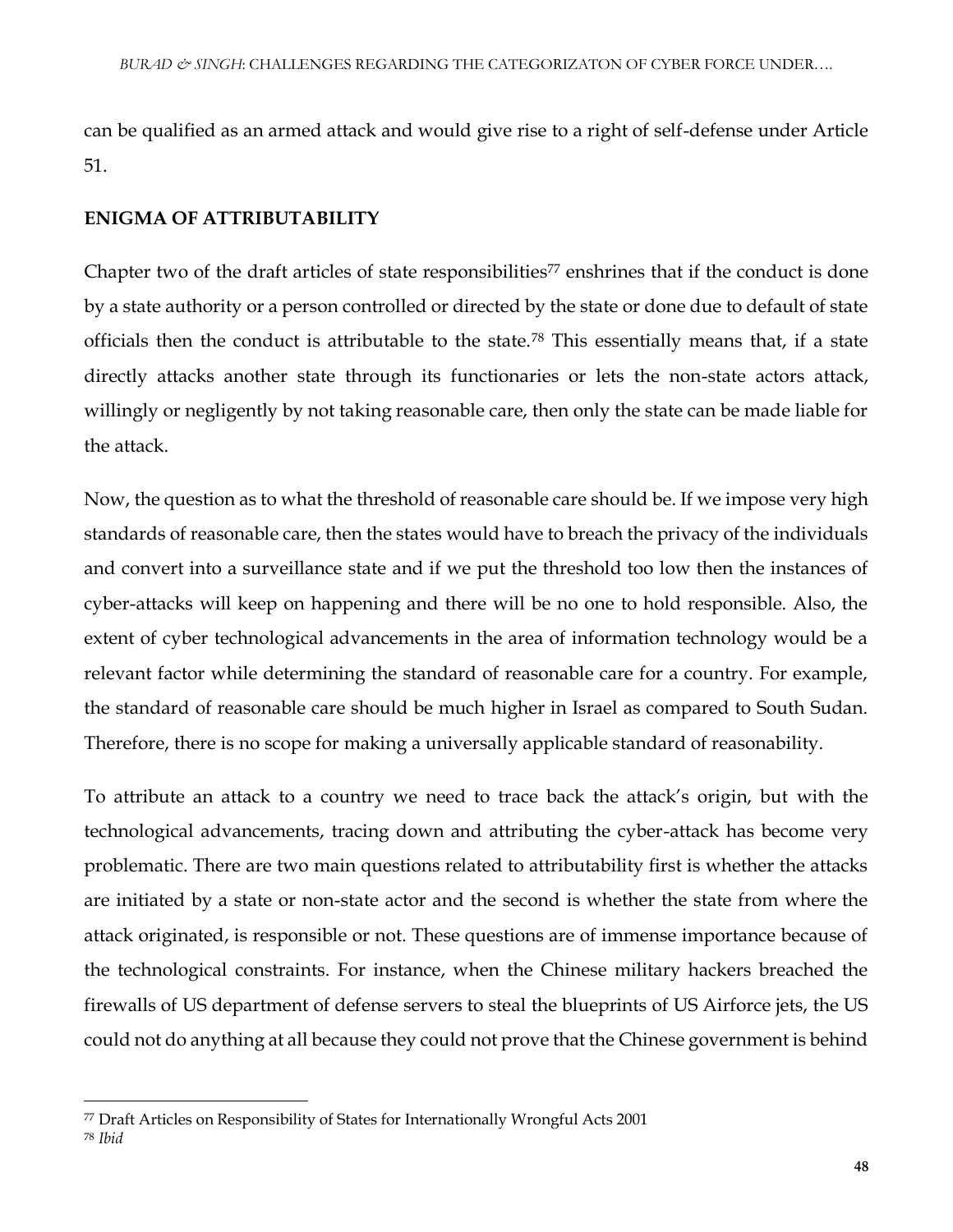can be qualified as an armed attack and would give rise to a right of self-defense under Article 51.

## ENIGMA OF ATTRIBUTABILITY

Chapter two of the draft articles of state responsibilities[77] enshrines that if the conduct is done by a state authority or a person controlled or directed by the state or done due to default of state officials then the conduct is attributable to the state.[78] This essentially means that, if a state directly attacks another state through its functionaries or lets the non-state actors attack, willingly or negligently by not taking reasonable care, then only the state can be made liable for the attack.

Now, the question as to what the threshold of reasonable care should be. If we impose very high standards of reasonable care, then the states would have to breach the privacy of the individuals and convert into a surveillance state and if we put the threshold too low then the instances of cyber-attacks will keep on happening and there will be no one to hold responsible. Also, the extent of cyber technological advancements in the area of information technology would be a relevant factor while determining the standard of reasonable care for a country. For example, the standard of reasonable care should be much higher in Israel as compared to South Sudan. Therefore, there is no scope for making a universally applicable standard of reasonability.

To attribute an attack to a country we need to trace back the attack's origin, but with the technological advancements, tracing down and attributing the cyber-attack has become very problematic. There are two main questions related to attributability first is whether the attacks are initiated by a state or non-state actor and the second is whether the state from where the attack originated, is responsible or not. These questions are of immense importance because of the technological constraints. For instance, when the Chinese military hackers breached the firewalls of US department of defense servers to steal the blueprints of US Airforce jets, the US could not do anything at all because they could not prove that the Chinese government is behind

---

[77] Draft Articles on Responsibility of States for Internationally Wrongful Acts 2001

[78] *Ibid*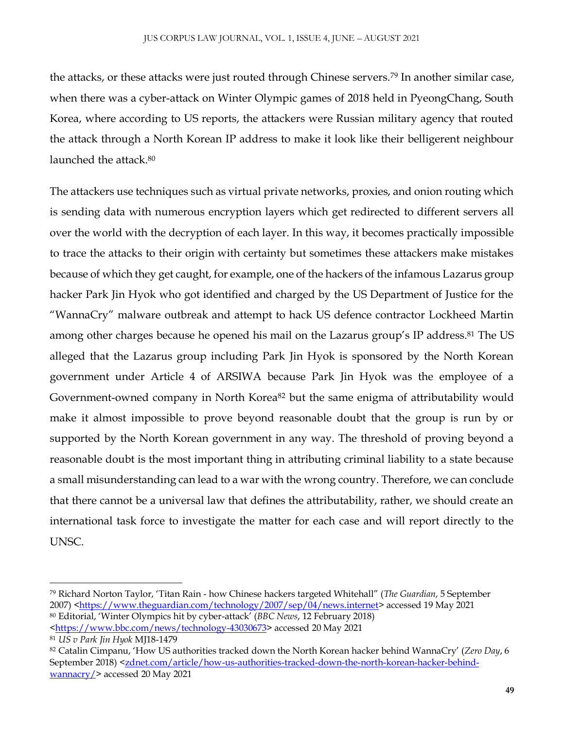the attacks, or these attacks were just routed through Chinese servers.[79] In another similar case, when there was a cyber-attack on Winter Olympic games of 2018 held in PyeongChang, South Korea, where according to US reports, the attackers were Russian military agency that routed the attack through a North Korean IP address to make it look like their belligerent neighbour launched the attack.[80]

The attackers use techniques such as virtual private networks, proxies, and onion routing which is sending data with numerous encryption layers which get redirected to different servers all over the world with the decryption of each layer. In this way, it becomes practically impossible to trace the attacks to their origin with certainty but sometimes these attackers make mistakes because of which they get caught, for example, one of the hackers of the infamous Lazarus group hacker Park Jin Hyok who got identified and charged by the US Department of Justice for the "WannaCry" malware outbreak and attempt to hack US defence contractor Lockheed Martin among other charges because he opened his mail on the Lazarus group's IP address.[81] The US alleged that the Lazarus group including Park Jin Hyok is sponsored by the North Korean government under Article 4 of ARSIWA because Park Jin Hyok was the employee of a Government-owned company in North Korea[82] but the same enigma of attributability would make it almost impossible to prove beyond reasonable doubt that the group is run by or supported by the North Korean government in any way. The threshold of proving beyond a reasonable doubt is the most important thing in attributing criminal liability to a state because a small misunderstanding can lead to a war with the wrong country. Therefore, we can conclude that there cannot be a universal law that defines the attributability, rather, we should create an international task force to investigate the matter for each case and will report directly to the UNSC.

---

[79] Richard Norton Taylor, 'Titan Rain - how Chinese hackers targeted Whitehall" (*The Guardian*, 5 September 2007) <https://www.theguardian.com/technology/2007/sep/04/news.internet> accessed 19 May 2021

[80] Editorial, 'Winter Olympics hit by cyber-attack' (*BBC News*, 12 February 2018) <https://www.bbc.com/news/technology-43030673> accessed 20 May 2021

[81] *US v Park Jin Hyok* MJ18-1479

[82] Catalin Cimpanu, 'How US authorities tracked down the North Korean hacker behind WannaCry' (*Zero Day*, 6 September 2018) <zdnet.com/article/how-us-authorities-tracked-down-the-north-korean-hacker-behind-wannacry/> accessed 20 May 2021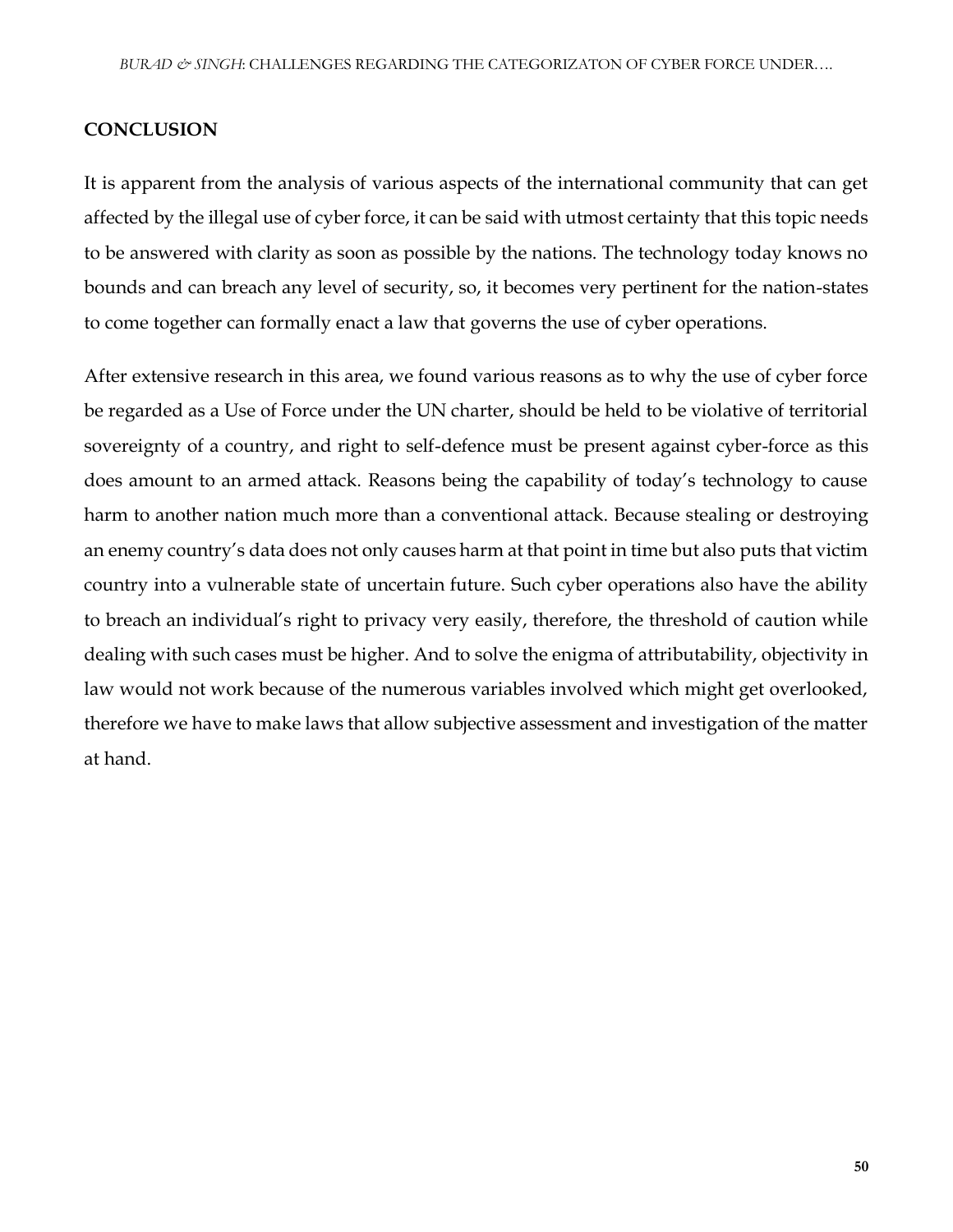## CONCLUSION

It is apparent from the analysis of various aspects of the international community that can get affected by the illegal use of cyber force, it can be said with utmost certainty that this topic needs to be answered with clarity as soon as possible by the nations. The technology today knows no bounds and can breach any level of security, so, it becomes very pertinent for the nation-states to come together can formally enact a law that governs the use of cyber operations.

After extensive research in this area, we found various reasons as to why the use of cyber force be regarded as a Use of Force under the UN charter, should be held to be violative of territorial sovereignty of a country, and right to self-defence must be present against cyber-force as this does amount to an armed attack. Reasons being the capability of today's technology to cause harm to another nation much more than a conventional attack. Because stealing or destroying an enemy country's data does not only causes harm at that point in time but also puts that victim country into a vulnerable state of uncertain future. Such cyber operations also have the ability to breach an individual's right to privacy very easily, therefore, the threshold of caution while dealing with such cases must be higher. And to solve the enigma of attributability, objectivity in law would not work because of the numerous variables involved which might get overlooked, therefore we have to make laws that allow subjective assessment and investigation of the matter at hand.